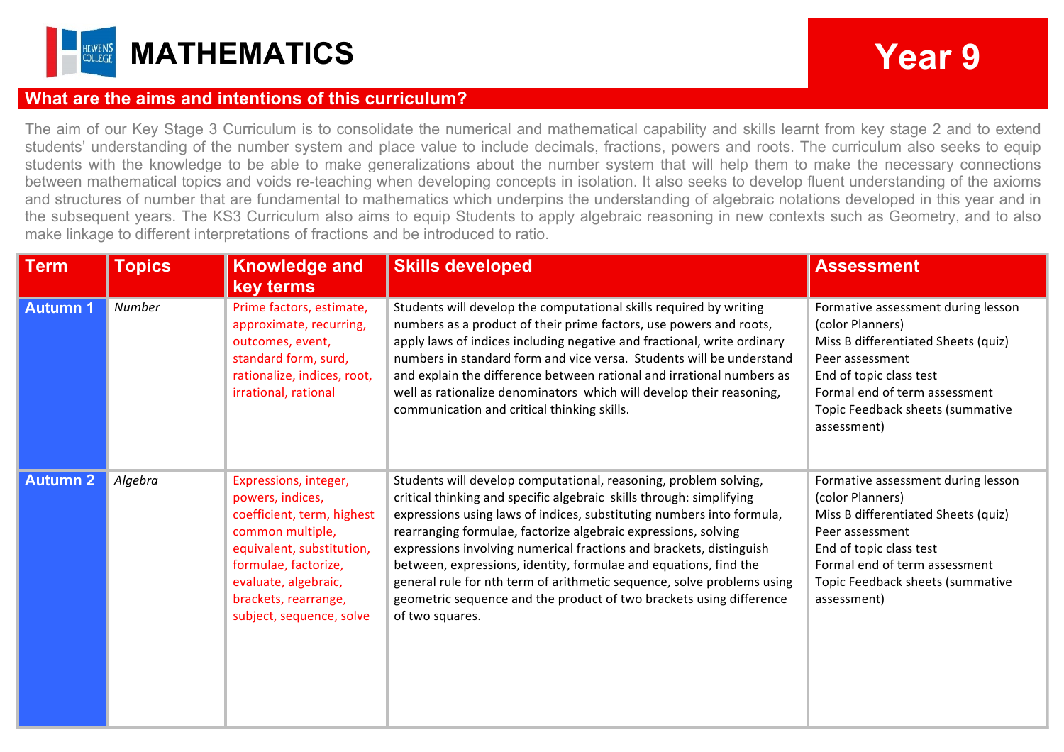# MATHEMATICS

# Year 9

## What are the aims and intentions of this curriculum?

The aim of our Key Stage 3 Curriculum is to consolidate the numerical and mathematical capability and skills learnt from key stage 2 and to extend students' understanding of the number system and place value to include decimals, fractions, powers and roots. The curriculum also seeks to equip students with the knowledge to be able to make generalizations about the number system that will help them to make the necessary connections between mathematical topics and voids re-teaching when developing concepts in isolation. It also seeks to develop fluent understanding of the axioms and structures of number that are fundamental to mathematics which underpins the understanding of algebraic notations developed in this year and in the subsequent years. The KS3 Curriculum also aims to equip Students to apply algebraic reasoning in new contexts such as Geometry, and to also make linkage to different interpretations of fractions and be introduced to ratio.

| Term | Topics | Knowledge and key terms | Skills developed | Assessment |
|---|---|---|---|---|
| **Autumn 1** | *Number* | Prime factors, estimate, approximate, recurring, outcomes, event, standard form, surd, rationalize, indices, root, irrational, rational | Students will develop the computational skills required by writing numbers as a product of their prime factors, use powers and roots, apply laws of indices including negative and fractional, write ordinary numbers in standard form and vice versa. Students will be understand and explain the difference between rational and irrational numbers as well as rationalize denominators which will develop their reasoning, communication and critical thinking skills. | Formative assessment during lesson (color Planners)<br>Miss B differentiated Sheets (quiz)<br>Peer assessment<br>End of topic class test<br>Formal end of term assessment<br>Topic Feedback sheets (summative assessment) |
| **Autumn 2** | *Algebra* | Expressions, integer, powers, indices, coefficient, term, highest common multiple, equivalent, substitution, formulae, factorize, evaluate, algebraic, brackets, rearrange, subject, sequence, solve | Students will develop computational, reasoning, problem solving, critical thinking and specific algebraic skills through: simplifying expressions using laws of indices, substituting numbers into formula, rearranging formulae, factorize algebraic expressions, solving expressions involving numerical fractions and brackets, distinguish between, expressions, identity, formulae and equations, find the general rule for nth term of arithmetic sequence, solve problems using geometric sequence and the product of two brackets using difference of two squares. | Formative assessment during lesson (color Planners)<br>Miss B differentiated Sheets (quiz)<br>Peer assessment<br>End of topic class test<br>Formal end of term assessment<br>Topic Feedback sheets (summative assessment) |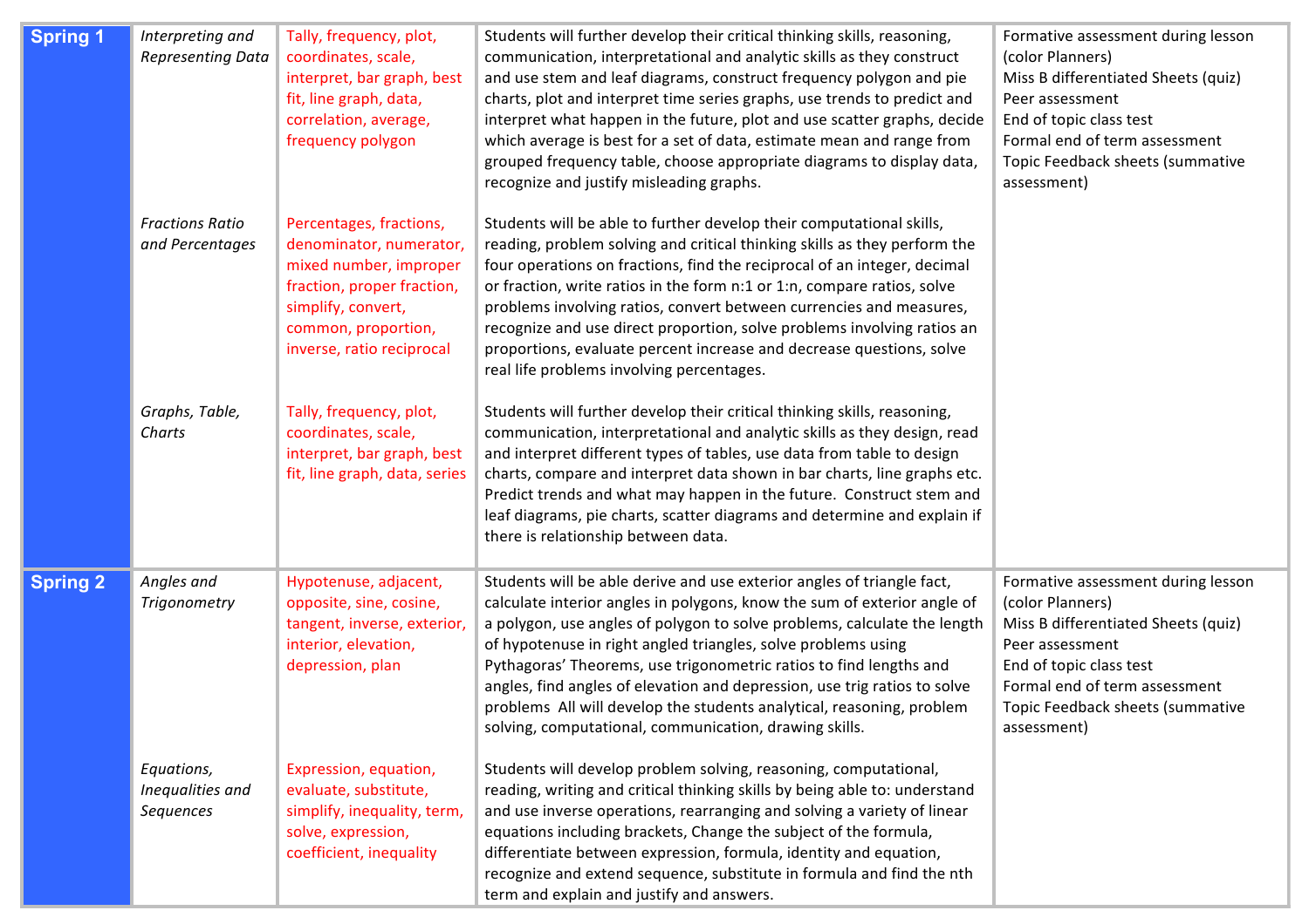| | | | | |
|---|---|---|---|---|
| **Spring 1** | *Interpreting and Representing Data* | Tally, frequency, plot, coordinates, scale, interpret, bar graph, best fit, line graph, data, correlation, average, frequency polygon | Students will further develop their critical thinking skills, reasoning, communication, interpretational and analytic skills as they construct and use stem and leaf diagrams, construct frequency polygon and pie charts, plot and interpret time series graphs, use trends to predict and interpret what happen in the future, plot and use scatter graphs, decide which average is best for a set of data, estimate mean and range from grouped frequency table, choose appropriate diagrams to display data, recognize and justify misleading graphs. | Formative assessment during lesson (color Planners)<br>Miss B differentiated Sheets (quiz)<br>Peer assessment<br>End of topic class test<br>Formal end of term assessment<br>Topic Feedback sheets (summative assessment) |
| | *Fractions Ratio and Percentages* | Percentages, fractions, denominator, numerator, mixed number, improper fraction, proper fraction, simplify, convert, common, proportion, inverse, ratio reciprocal | Students will be able to further develop their computational skills, reading, problem solving and critical thinking skills as they perform the four operations on fractions, find the reciprocal of an integer, decimal or fraction, write ratios in the form n:1 or 1:n, compare ratios, solve problems involving ratios, convert between currencies and measures, recognize and use direct proportion, solve problems involving ratios an proportions, evaluate percent increase and decrease questions, solve real life problems involving percentages. | |
| | *Graphs, Table, Charts* | Tally, frequency, plot, coordinates, scale, interpret, bar graph, best fit, line graph, data, series | Students will further develop their critical thinking skills, reasoning, communication, interpretational and analytic skills as they design, read and interpret different types of tables, use data from table to design charts, compare and interpret data shown in bar charts, line graphs etc. Predict trends and what may happen in the future. Construct stem and leaf diagrams, pie charts, scatter diagrams and determine and explain if there is relationship between data. | |
| **Spring 2** | *Angles and Trigonometry* | Hypotenuse, adjacent, opposite, sine, cosine, tangent, inverse, exterior, interior, elevation, depression, plan | Students will be able derive and use exterior angles of triangle fact, calculate interior angles in polygons, know the sum of exterior angle of a polygon, use angles of polygon to solve problems, calculate the length of hypotenuse in right angled triangles, solve problems using Pythagoras' Theorems, use trigonometric ratios to find lengths and angles, find angles of elevation and depression, use trig ratios to solve problems All will develop the students analytical, reasoning, problem solving, computational, communication, drawing skills. | Formative assessment during lesson (color Planners)<br>Miss B differentiated Sheets (quiz)<br>Peer assessment<br>End of topic class test<br>Formal end of term assessment<br>Topic Feedback sheets (summative assessment) |
| | *Equations, Inequalities and Sequences* | Expression, equation, evaluate, substitute, simplify, inequality, term, solve, expression, coefficient, inequality | Students will develop problem solving, reasoning, computational, reading, writing and critical thinking skills by being able to: understand and use inverse operations, rearranging and solving a variety of linear equations including brackets, Change the subject of the formula, differentiate between expression, formula, identity and equation, recognize and extend sequence, substitute in formula and find the nth term and explain and justify and answers. | |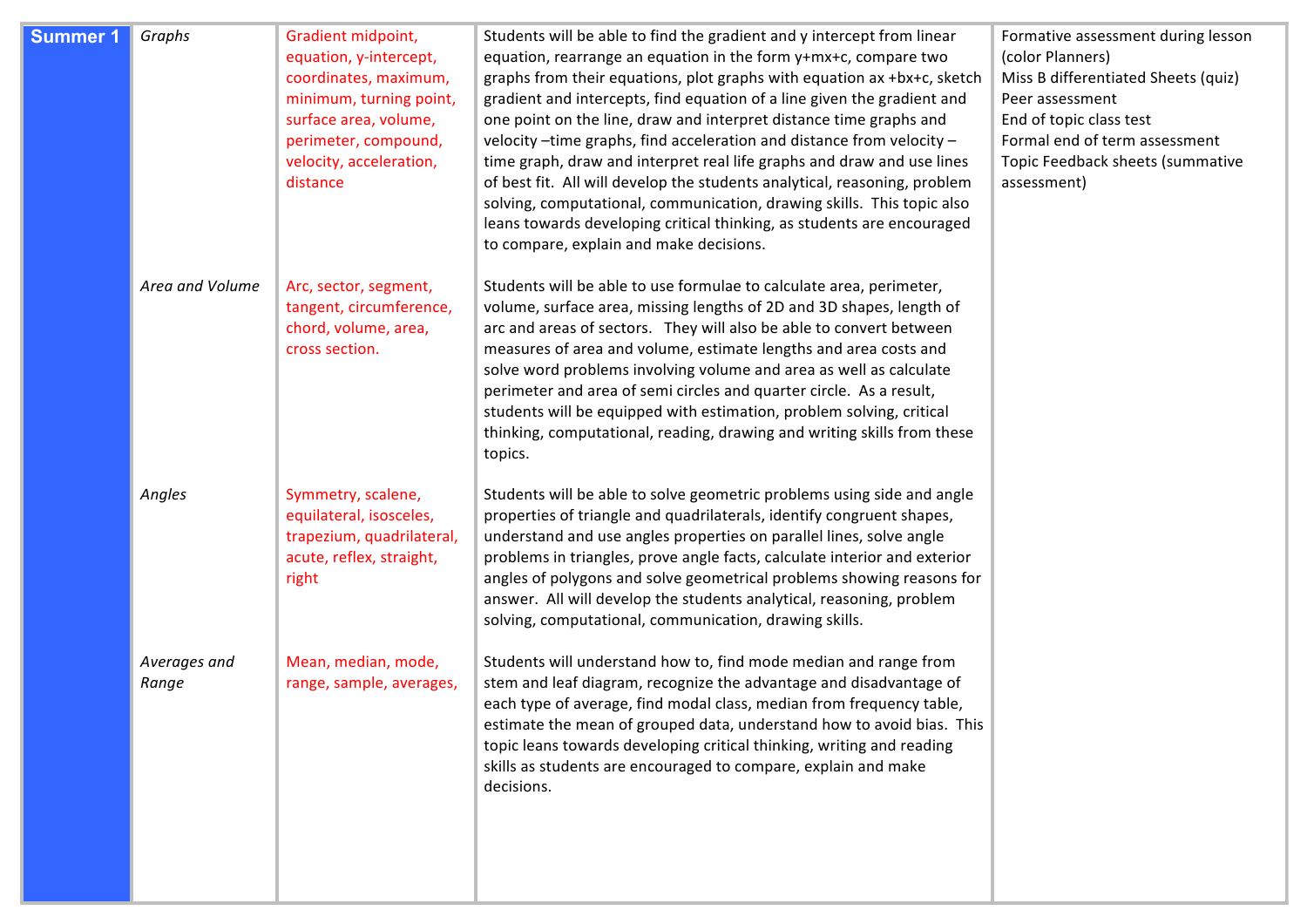| Summer 1 | *Graphs* | Gradient midpoint, equation, y-intercept, coordinates, maximum, minimum, turning point, surface area, volume, perimeter, compound, velocity, acceleration, distance | Students will be able to find the gradient and y intercept from linear equation, rearrange an equation in the form y+mx+c, compare two graphs from their equations, plot graphs with equation ax +bx+c, sketch gradient and intercepts, find equation of a line given the gradient and one point on the line, draw and interpret distance time graphs and velocity –time graphs, find acceleration and distance from velocity – time graph, draw and interpret real life graphs and draw and use lines of best fit. All will develop the students analytical, reasoning, problem solving, computational, communication, drawing skills. This topic also leans towards developing critical thinking, as students are encouraged to compare, explain and make decisions. | Formative assessment during lesson (color Planners)<br>Miss B differentiated Sheets (quiz)<br>Peer assessment<br>End of topic class test<br>Formal end of term assessment<br>Topic Feedback sheets (summative assessment) |
|---|---|---|---|---|
| | *Area and Volume* | Arc, sector, segment, tangent, circumference, chord, volume, area, cross section. | Students will be able to use formulae to calculate area, perimeter, volume, surface area, missing lengths of 2D and 3D shapes, length of arc and areas of sectors. They will also be able to convert between measures of area and volume, estimate lengths and area costs and solve word problems involving volume and area as well as calculate perimeter and area of semi circles and quarter circle. As a result, students will be equipped with estimation, problem solving, critical thinking, computational, reading, drawing and writing skills from these topics. | |
| | *Angles* | Symmetry, scalene, equilateral, isosceles, trapezium, quadrilateral, acute, reflex, straight, right | Students will be able to solve geometric problems using side and angle properties of triangle and quadrilaterals, identify congruent shapes, understand and use angles properties on parallel lines, solve angle problems in triangles, prove angle facts, calculate interior and exterior angles of polygons and solve geometrical problems showing reasons for answer. All will develop the students analytical, reasoning, problem solving, computational, communication, drawing skills. | |
| | *Averages and Range* | Mean, median, mode, range, sample, averages, | Students will understand how to, find mode median and range from stem and leaf diagram, recognize the advantage and disadvantage of each type of average, find modal class, median from frequency table, estimate the mean of grouped data, understand how to avoid bias. This topic leans towards developing critical thinking, writing and reading skills as students are encouraged to compare, explain and make decisions. | |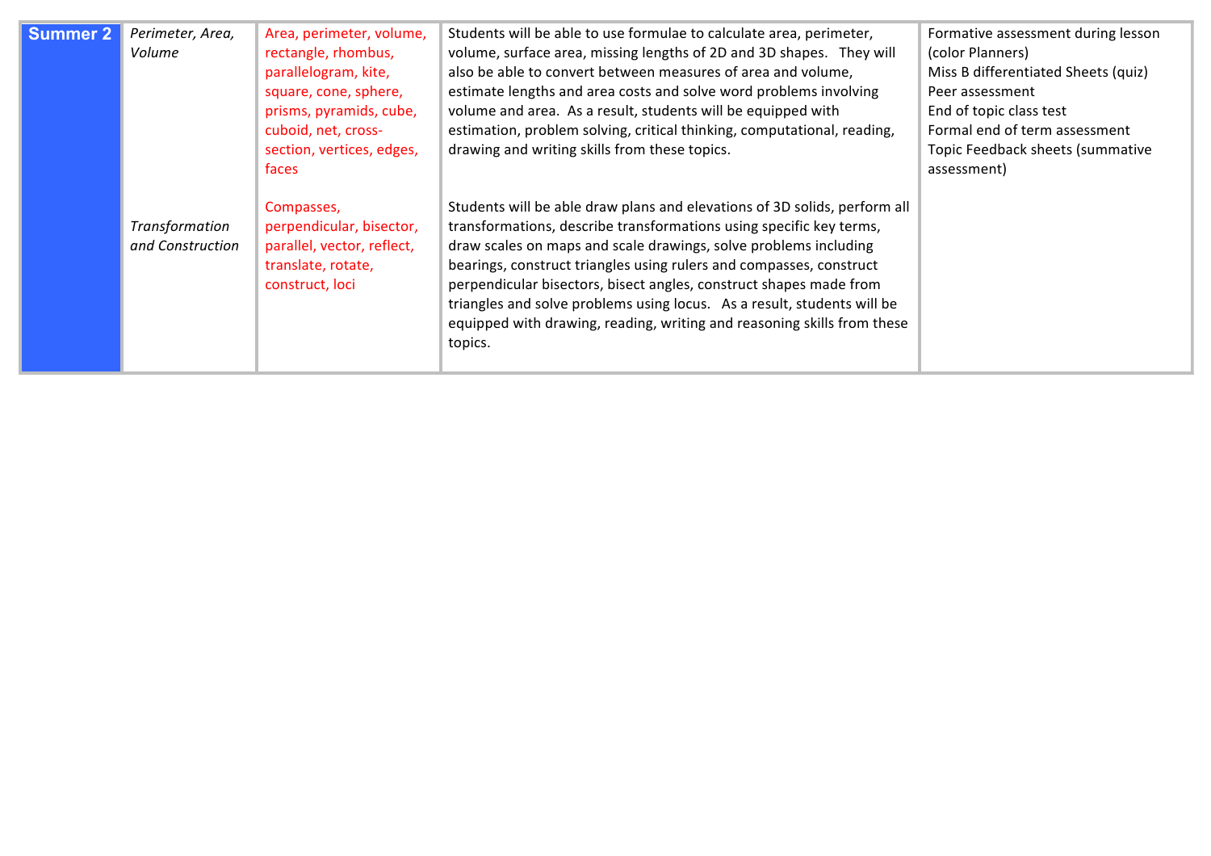| | | | | |
|---|---|---|---|---|
| **Summer 2** | *Perimeter, Area, Volume* | Area, perimeter, volume, rectangle, rhombus, parallelogram, kite, square, cone, sphere, prisms, pyramids, cube, cuboid, net, cross-section, vertices, edges, faces | Students will be able to use formulae to calculate area, perimeter, volume, surface area, missing lengths of 2D and 3D shapes. They will also be able to convert between measures of area and volume, estimate lengths and area costs and solve word problems involving volume and area. As a result, students will be equipped with estimation, problem solving, critical thinking, computational, reading, drawing and writing skills from these topics. | Formative assessment during lesson (color Planners)<br>Miss B differentiated Sheets (quiz)<br>Peer assessment<br>End of topic class test<br>Formal end of term assessment<br>Topic Feedback sheets (summative assessment) |
| | *Transformation and Construction* | Compasses, perpendicular, bisector, parallel, vector, reflect, translate, rotate, construct, loci | Students will be able draw plans and elevations of 3D solids, perform all transformations, describe transformations using specific key terms, draw scales on maps and scale drawings, solve problems including bearings, construct triangles using rulers and compasses, construct perpendicular bisectors, bisect angles, construct shapes made from triangles and solve problems using locus. As a result, students will be equipped with drawing, reading, writing and reasoning skills from these topics. | |